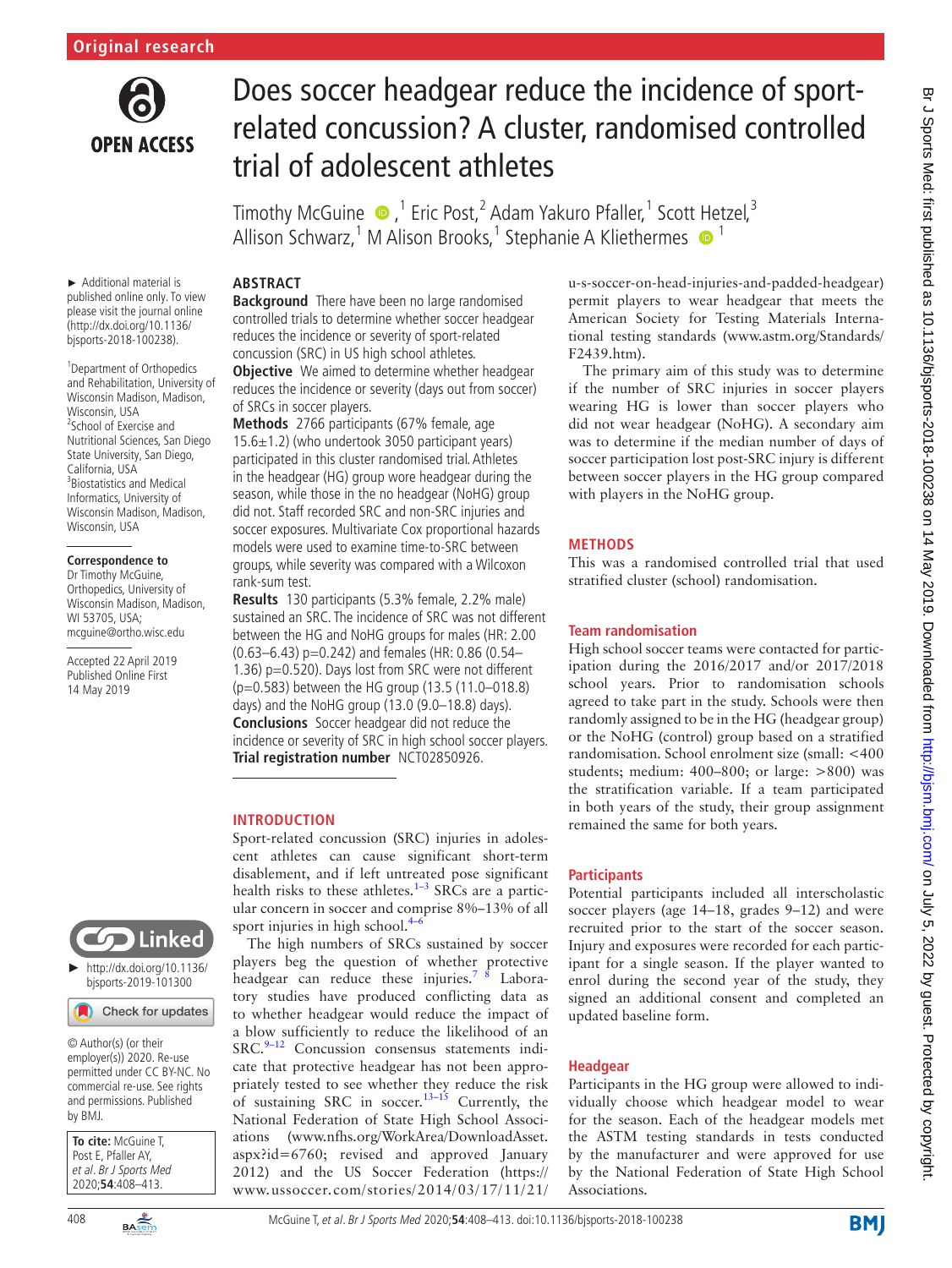Original research

# Does soccer headgear reduce the incidence of sport-related concussion? A cluster, randomised controlled trial of adolescent athletes

Timothy McGuine,[1] Eric Post,[2] Adam Yakuro Pfaller,[1] Scott Hetzel,[3] Allison Schwarz,[1] M Alison Brooks,[1] Stephanie A Kliethermes[1]

► Additional material is published online only. To view please visit the journal online (http://dx.doi.org/10.1136/bjsports-2018-100238).

[1]Department of Orthopedics and Rehabilitation, University of Wisconsin Madison, Madison, Wisconsin, USA
[2]School of Exercise and Nutritional Sciences, San Diego State University, San Diego, California, USA
[3]Biostatistics and Medical Informatics, University of Wisconsin Madison, Madison, Wisconsin, USA

**Correspondence to**
Dr Timothy McGuine, Orthopedics, University of Wisconsin Madison, Madison, WI 53705, USA; mcguine@ortho.wisc.edu

Accepted 22 April 2019
Published Online First 14 May 2019

► http://dx.doi.org/10.1136/bjsports-2019-101300

© Author(s) (or their employer(s)) 2020. Re-use permitted under CC BY-NC. No commercial re-use. See rights and permissions. Published by BMJ.

**To cite:** McGuine T, Post E, Pfaller AY, *et al. Br J Sports Med* 2020;**54**:408–413.

## ABSTRACT

**Background** There have been no large randomised controlled trials to determine whether soccer headgear reduces the incidence or severity of sport-related concussion (SRC) in US high school athletes.

**Objective** We aimed to determine whether headgear reduces the incidence or severity (days out from soccer) of SRCs in soccer players.

**Methods** 2766 participants (67% female, age 15.6±1.2) (who undertook 3050 participant years) participated in this cluster randomised trial. Athletes in the headgear (HG) group wore headgear during the season, while those in the no headgear (NoHG) group did not. Staff recorded SRC and non-SRC injuries and soccer exposures. Multivariate Cox proportional hazards models were used to examine time-to-SRC between groups, while severity was compared with a Wilcoxon rank-sum test.

**Results** 130 participants (5.3% female, 2.2% male) sustained an SRC. The incidence of SRC was not different between the HG and NoHG groups for males (HR: 2.00 (0.63–6.43) p=0.242) and females (HR: 0.86 (0.54–1.36) p=0.520). Days lost from SRC were not different (p=0.583) between the HG group (13.5 (11.0–018.8) days) and the NoHG group (13.0 (9.0–18.8) days).

**Conclusions** Soccer headgear did not reduce the incidence or severity of SRC in high school soccer players.

**Trial registration number** NCT02850926.

## INTRODUCTION

Sport-related concussion (SRC) injuries in adolescent athletes can cause significant short-term disablement, and if left untreated pose significant health risks to these athletes.[1–3] SRCs are a particular concern in soccer and comprise 8%–13% of all sport injuries in high school.[4–6]

The high numbers of SRCs sustained by soccer players beg the question of whether protective headgear can reduce these injuries.[7 8] Laboratory studies have produced conflicting data as to whether headgear would reduce the impact of a blow sufficiently to reduce the likelihood of an SRC.[9–12] Concussion consensus statements indicate that protective headgear has not been appropriately tested to see whether they reduce the risk of sustaining SRC in soccer.[13–15] Currently, the National Federation of State High School Associations (www.nfhs.org/WorkArea/DownloadAsset.aspx?id=6760; revised and approved January 2012) and the US Soccer Federation (https://www.ussoccer.com/stories/2014/03/17/11/21/u-s-soccer-on-head-injuries-and-padded-headgear) permit players to wear headgear that meets the American Society for Testing Materials International testing standards (www.astm.org/Standards/F2439.htm).

The primary aim of this study was to determine if the number of SRC injuries in soccer players wearing HG is lower than soccer players who did not wear headgear (NoHG). A secondary aim was to determine if the median number of days of soccer participation lost post-SRC injury is different between soccer players in the HG group compared with players in the NoHG group.

## METHODS

This was a randomised controlled trial that used stratified cluster (school) randomisation.

### Team randomisation

High school soccer teams were contacted for participation during the 2016/2017 and/or 2017/2018 school years. Prior to randomisation schools agreed to take part in the study. Schools were then randomly assigned to be in the HG (headgear group) or the NoHG (control) group based on a stratified randomisation. School enrolment size (small: <400 students; medium: 400–800; or large: >800) was the stratification variable. If a team participated in both years of the study, their group assignment remained the same for both years.

### Participants

Potential participants included all interscholastic soccer players (age 14–18, grades 9–12) and were recruited prior to the start of the soccer season. Injury and exposures were recorded for each participant for a single season. If the player wanted to enrol during the second year of the study, they signed an additional consent and completed an updated baseline form.

### Headgear

Participants in the HG group were allowed to individually choose which headgear model to wear for the season. Each of the headgear models met the ASTM testing standards in tests conducted by the manufacturer and were approved for use by the National Federation of State High School Associations.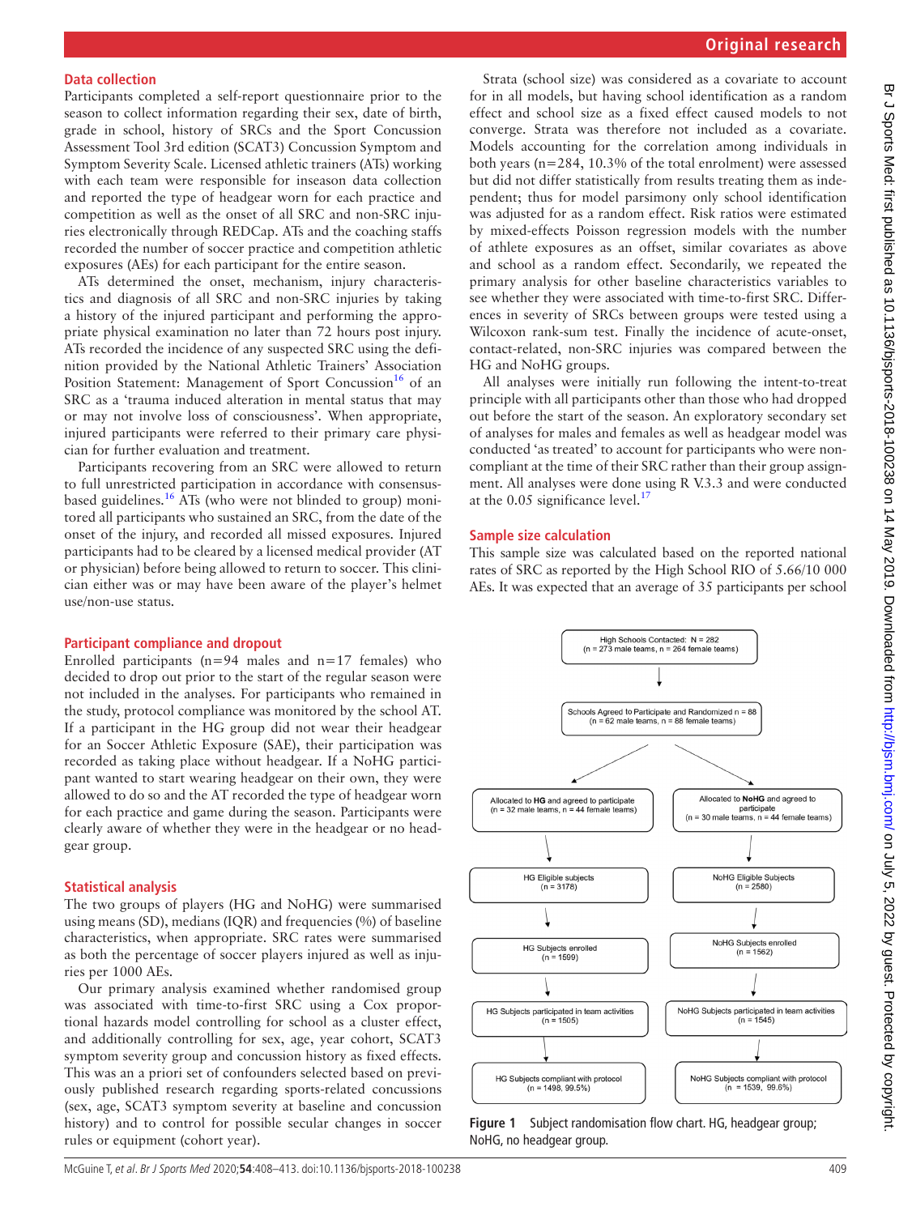## Data collection

Participants completed a self-report questionnaire prior to the season to collect information regarding their sex, date of birth, grade in school, history of SRCs and the Sport Concussion Assessment Tool 3rd edition (SCAT3) Concussion Symptom and Symptom Severity Scale. Licensed athletic trainers (ATs) working with each team were responsible for inseason data collection and reported the type of headgear worn for each practice and competition as well as the onset of all SRC and non-SRC injuries electronically through REDCap. ATs and the coaching staffs recorded the number of soccer practice and competition athletic exposures (AEs) for each participant for the entire season.

ATs determined the onset, mechanism, injury characteristics and diagnosis of all SRC and non-SRC injuries by taking a history of the injured participant and performing the appropriate physical examination no later than 72 hours post injury. ATs recorded the incidence of any suspected SRC using the definition provided by the National Athletic Trainers' Association Position Statement: Management of Sport Concussion[16] of an SRC as a 'trauma induced alteration in mental status that may or may not involve loss of consciousness'. When appropriate, injured participants were referred to their primary care physician for further evaluation and treatment.

Participants recovering from an SRC were allowed to return to full unrestricted participation in accordance with consensus-based guidelines.[16] ATs (who were not blinded to group) monitored all participants who sustained an SRC, from the date of the onset of the injury, and recorded all missed exposures. Injured participants had to be cleared by a licensed medical provider (AT or physician) before being allowed to return to soccer. This clinician either was or may have been aware of the player's helmet use/non-use status.

## Participant compliance and dropout

Enrolled participants (n=94 males and n=17 females) who decided to drop out prior to the start of the regular season were not included in the analyses. For participants who remained in the study, protocol compliance was monitored by the school AT. If a participant in the HG group did not wear their headgear for an Soccer Athletic Exposure (SAE), their participation was recorded as taking place without headgear. If a NoHG participant wanted to start wearing headgear on their own, they were allowed to do so and the AT recorded the type of headgear worn for each practice and game during the season. Participants were clearly aware of whether they were in the headgear or no headgear group.

## Statistical analysis

The two groups of players (HG and NoHG) were summarised using means (SD), medians (IQR) and frequencies (%) of baseline characteristics, when appropriate. SRC rates were summarised as both the percentage of soccer players injured as well as injuries per 1000 AEs.

Our primary analysis examined whether randomised group was associated with time-to-first SRC using a Cox proportional hazards model controlling for school as a cluster effect, and additionally controlling for sex, age, year cohort, SCAT3 symptom severity group and concussion history as fixed effects. This was an a priori set of confounders selected based on previously published research regarding sports-related concussions (sex, age, SCAT3 symptom severity at baseline and concussion history) and to control for possible secular changes in soccer rules or equipment (cohort year).

Strata (school size) was considered as a covariate to account for in all models, but having school identification as a random effect and school size as a fixed effect caused models to not converge. Strata was therefore not included as a covariate. Models accounting for the correlation among individuals in both years (n=284, 10.3% of the total enrolment) were assessed but did not differ statistically from results treating them as independent; thus for model parsimony only school identification was adjusted for as a random effect. Risk ratios were estimated by mixed-effects Poisson regression models with the number of athlete exposures as an offset, similar covariates as above and school as a random effect. Secondarily, we repeated the primary analysis for other baseline characteristics variables to see whether they were associated with time-to-first SRC. Differences in severity of SRCs between groups were tested using a Wilcoxon rank-sum test. Finally the incidence of acute-onset, contact-related, non-SRC injuries was compared between the HG and NoHG groups.

All analyses were initially run following the intent-to-treat principle with all participants other than those who had dropped out before the start of the season. An exploratory secondary set of analyses for males and females as well as headgear model was conducted 'as treated' to account for participants who were non-compliant at the time of their SRC rather than their group assignment. All analyses were done using R V.3.3 and were conducted at the 0.05 significance level.[17]

## Sample size calculation

This sample size was calculated based on the reported national rates of SRC as reported by the High School RIO of 5.66/10 000 AEs. It was expected that an average of 35 participants per school

High Schools Contacted: N = 282 (n = 273 male teams, n = 264 female teams)

Schools Agreed to Participate and Randomized n = 88 (n = 62 male teams, n = 88 female teams)

| HG | NoHG |
|---|---|
| Allocated to **HG** and agreed to participate (n = 32 male teams, n = 44 female teams) | Allocated to **NoHG** and agreed to participate (n = 30 male teams, n = 44 female teams) |
| HG Eligible subjects (n = 3178) | NoHG Eligible Subjects (n = 2580) |
| HG Subjects enrolled (n = 1599) | NoHG Subjects enrolled (n = 1562) |
| HG Subjects participated in team activities (n = 1505) | NoHG Subjects participated in team activities (n = 1545) |
| HG Subjects compliant with protocol (n = 1498, 99.5%) | NoHG Subjects compliant with protocol (n = 1539, 99.6%) |

**Figure 1** Subject randomisation flow chart. HG, headgear group; NoHG, no headgear group.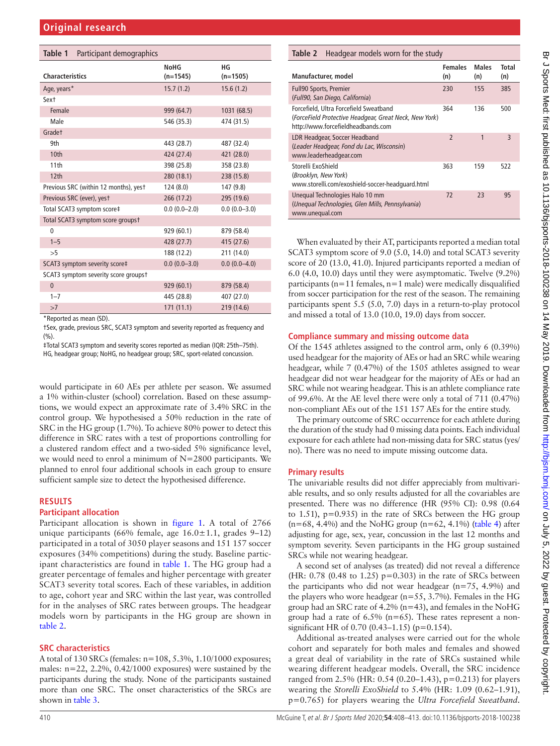**Table 1** Participant demographics

| Characteristics | NoHG (n=1545) | HG (n=1505) |
|---|---|---|
| Age, years* | 15.7 (1.2) | 15.6 (1.2) |
| Sex† | | |
| Female | 999 (64.7) | 1031 (68.5) |
| Male | 546 (35.3) | 474 (31.5) |
| Grade† | | |
| 9th | 443 (28.7) | 487 (32.4) |
| 10th | 424 (27.4) | 421 (28.0) |
| 11th | 398 (25.8) | 358 (23.8) |
| 12th | 280 (18.1) | 238 (15.8) |
| Previous SRC (within 12 months), yes† | 124 (8.0) | 147 (9.8) |
| Previous SRC (ever), yes† | 266 (17.2) | 295 (19.6) |
| Total SCAT3 symptom score‡ | 0.0 (0.0–2.0) | 0.0 (0.0–3.0) |
| Total SCAT3 symptom score groups† | | |
| 0 | 929 (60.1) | 879 (58.4) |
| 1–5 | 428 (27.7) | 415 (27.6) |
| >5 | 188 (12.2) | 211 (14.0) |
| SCAT3 symptom severity score‡ | 0.0 (0.0–3.0) | 0.0 (0.0–4.0) |
| SCAT3 symptom severity score groups† | | |
| 0 | 929 (60.1) | 879 (58.4) |
| 1–7 | 445 (28.8) | 407 (27.0) |
| >7 | 171 (11.1) | 219 (14.6) |

*Reported as mean (SD).
†Sex, grade, previous SRC, SCAT3 symptom and severity reported as frequency and (%).
‡Total SCAT3 symptom and severity scores reported as median (IQR: 25th–75th).
HG, headgear group; NoHG, no headgear group; SRC, sport-related concussion.

would participate in 60 AEs per athlete per season. We assumed a 1% within-cluster (school) correlation. Based on these assumptions, we would expect an approximate rate of 3.4% SRC in the control group. We hypothesised a 50% reduction in the rate of SRC in the HG group (1.7%). To achieve 80% power to detect this difference in SRC rates with a test of proportions controlling for a clustered random effect and a two-sided 5% significance level, we would need to enrol a minimum of N=2800 participants. We planned to enrol four additional schools in each group to ensure sufficient sample size to detect the hypothesised difference.

## RESULTS

### Participant allocation

Participant allocation is shown in figure 1. A total of 2766 unique participants (66% female, age 16.0±1.1, grades 9–12) participated in a total of 3050 player seasons and 151 157 soccer exposures (34% competitions) during the study. Baseline participant characteristics are found in table 1. The HG group had a greater percentage of females and higher percentage with greater SCAT3 severity total scores. Each of these variables, in addition to age, cohort year and SRC within the last year, was controlled for in the analyses of SRC rates between groups. The headgear models worn by participants in the HG group are shown in table 2.

### SRC characteristics

A total of 130 SRCs (females: n=108, 5.3%, 1.10/1000 exposures; males: n=22, 2.2%, 0.42/1000 exposures) were sustained by the participants during the study. None of the participants sustained more than one SRC. The onset characteristics of the SRCs are shown in table 3.

**Table 2** Headgear models worn for the study

| Manufacturer, model | Females (n) | Males (n) | Total (n) |
|---|---|---|---|
| Full90 Sports, Premier (*Full90, San Diego, California*) | 230 | 155 | 385 |
| Forcefield, Ultra Forcefield Sweatband (*ForceField Protective Headgear, Great Neck, New York*) http://www.forcefieldheadbands.com | 364 | 136 | 500 |
| LDR Headgear, Soccer Headband (*Leader Headgear, Fond du Lac, Wisconsin*) www.leaderheadgear.com | 2 | 1 | 3 |
| Storelli ExoShield (*Brooklyn, New York*) www.storelli.com/exoshield-soccer-headguard.html | 363 | 159 | 522 |
| Unequal Technologies Halo 10 mm (*Unequal Technologies, Glen Mills, Pennsylvania*) www.unequal.com | 72 | 23 | 95 |

When evaluated by their AT, participants reported a median total SCAT3 symptom score of 9.0 (5.0, 14.0) and total SCAT3 severity score of 20 (13.0, 41.0). Injured participants reported a median of 6.0 (4.0, 10.0) days until they were asymptomatic. Twelve (9.2%) participants (n=11 females, n=1 male) were medically disqualified from soccer participation for the rest of the season. The remaining participants spent 5.5 (5.0, 7.0) days in a return-to-play protocol and missed a total of 13.0 (10.0, 19.0) days from soccer.

### Compliance summary and missing outcome data

Of the 1545 athletes assigned to the control arm, only 6 (0.39%) used headgear for the majority of AEs or had an SRC while wearing headgear, while 7 (0.47%) of the 1505 athletes assigned to wear headgear did not wear headgear for the majority of AEs or had an SRC while not wearing headgear. This is an athlete compliance rate of 99.6%. At the AE level there were only a total of 711 (0.47%) non-compliant AEs out of the 151 157 AEs for the entire study.

The primary outcome of SRC occurrence for each athlete during the duration of the study had 0 missing data points. Each individual exposure for each athlete had non-missing data for SRC status (yes/no). There was no need to impute missing outcome data.

### Primary results

The univariable results did not differ appreciably from multivariable results, and so only results adjusted for all the covariables are presented. There was no difference (HR (95% CI): 0.98 (0.64 to 1.51), p=0.935) in the rate of SRCs between the HG group (n=68, 4.4%) and the NoHG group (n=62, 4.1%) (table 4) after adjusting for age, sex, year, concussion in the last 12 months and symptom severity. Seven participants in the HG group sustained SRCs while not wearing headgear.

A second set of analyses (as treated) did not reveal a difference (HR: 0.78 (0.48 to 1.25) p=0.303) in the rate of SRCs between the participants who did not wear headgear (n=75, 4.9%) and the players who wore headgear (n=55, 3.7%). Females in the HG group had an SRC rate of 4.2% (n=43), and females in the NoHG group had a rate of 6.5% (n=65). These rates represent a non-significant HR of 0.70 (0.43–1.15) (p=0.154).

Additional as-treated analyses were carried out for the whole cohort and separately for both males and females and showed a great deal of variability in the rate of SRCs sustained while wearing different headgear models. Overall, the SRC incidence ranged from 2.5% (HR: 0.54 (0.20–1.43), p=0.213) for players wearing the *Storelli ExoShield* to 5.4% (HR: 1.09 (0.62–1.91), p=0.765) for players wearing the *Ultra Forcefield Sweatband*.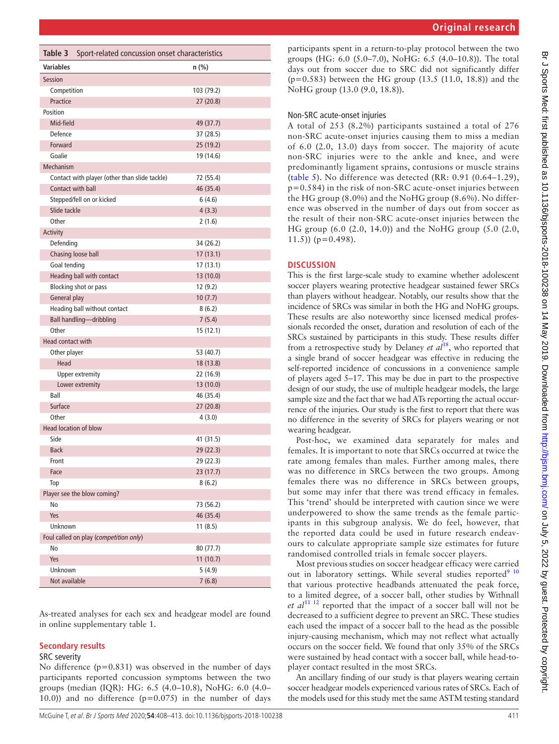**Table 3** Sport-related concussion onset characteristics

| Variables | n (%) |
|---|---|
| Session | |
| Competition | 103 (79.2) |
| Practice | 27 (20.8) |
| Position | |
| Mid-field | 49 (37.7) |
| Defence | 37 (28.5) |
| Forward | 25 (19.2) |
| Goalie | 19 (14.6) |
| Mechanism | |
| Contact with player (other than slide tackle) | 72 (55.4) |
| Contact with ball | 46 (35.4) |
| Stepped/fell on or kicked | 6 (4.6) |
| Slide tackle | 4 (3.3) |
| Other | 2 (1.6) |
| Activity | |
| Defending | 34 (26.2) |
| Chasing loose ball | 17 (13.1) |
| Goal tending | 17 (13.1) |
| Heading ball with contact | 13 (10.0) |
| Blocking shot or pass | 12 (9.2) |
| General play | 10 (7.7) |
| Heading ball without contact | 8 (6.2) |
| Ball handling—dribbling | 7 (5.4) |
| Other | 15 (12.1) |
| Head contact with | |
| Other player | 53 (40.7) |
| Head | 18 (13.8) |
| Upper extremity | 22 (16.9) |
| Lower extremity | 13 (10.0) |
| Ball | 46 (35.4) |
| Surface | 27 (20.8) |
| Other | 4 (3.0) |
| Head location of blow | |
| Side | 41 (31.5) |
| Back | 29 (22.3) |
| Front | 29 (22.3) |
| Face | 23 (17.7) |
| Top | 8 (6.2) |
| Player see the blow coming? | |
| No | 73 (56.2) |
| Yes | 46 (35.4) |
| Unknown | 11 (8.5) |
| Foul called on play (*competition only*) | |
| No | 80 (77.7) |
| Yes | 11 (10.7) |
| Unknown | 5 (4.9) |
| Not available | 7 (6.8) |

As-treated analyses for each sex and headgear model are found in online supplementary table 1.

## Secondary results

### SRC severity

No difference (p=0.831) was observed in the number of days participants reported concussion symptoms between the two groups (median (IQR): HG: 6.5 (4.0–10.8), NoHG: 6.0 (4.0–10.0)) and no difference (p=0.075) in the number of days participants spent in a return-to-play protocol between the two groups (HG: 6.0 (5.0–7.0), NoHG: 6.5 (4.0–10.8)). The total days out from soccer due to SRC did not significantly differ (p=0.583) between the HG group (13.5 (11.0, 18.8)) and the NoHG group (13.0 (9.0, 18.8)).

### Non-SRC acute-onset injuries

A total of 253 (8.2%) participants sustained a total of 276 non-SRC acute-onset injuries causing them to miss a median of 6.0 (2.0, 13.0) days from soccer. The majority of acute non-SRC injuries were to the ankle and knee, and were predominantly ligament sprains, contusions or muscle strains (table 5). No difference was detected (RR: 0.91 (0.64–1.29), p=0.584) in the risk of non-SRC acute-onset injuries between the HG group (8.0%) and the NoHG group (8.6%). No difference was observed in the number of days out from soccer as the result of their non-SRC acute-onset injuries between the HG group (6.0 (2.0, 14.0)) and the NoHG group (5.0 (2.0, 11.5)) (p=0.498).

## DISCUSSION

This is the first large-scale study to examine whether adolescent soccer players wearing protective headgear sustained fewer SRCs than players without headgear. Notably, our results show that the incidence of SRCs was similar in both the HG and NoHG groups. These results are also noteworthy since licensed medical professionals recorded the onset, duration and resolution of each of the SRCs sustained by participants in this study. These results differ from a retrospective study by Delaney *et al*[18], who reported that a single brand of soccer headgear was effective in reducing the self-reported incidence of concussions in a convenience sample of players aged 5–17. This may be due in part to the prospective design of our study, the use of multiple headgear models, the large sample size and the fact that we had ATs reporting the actual occurrence of the injuries. Our study is the first to report that there was no difference in the severity of SRCs for players wearing or not wearing headgear.

Post-hoc, we examined data separately for males and females. It is important to note that SRCs occurred at twice the rate among females than males. Further among males, there was no difference in SRCs between the two groups. Among females there was no difference in SRCs between groups, but some may infer that there was trend efficacy in females. This 'trend' should be interpreted with caution since we were underpowered to show the same trends as the female participants in this subgroup analysis. We do feel, however, that the reported data could be used in future research endeavours to calculate appropriate sample size estimates for future randomised controlled trials in female soccer players.

Most previous studies on soccer headgear efficacy were carried out in laboratory settings. While several studies reported[9,10] that various protective headbands attenuated the peak force, to a limited degree, of a soccer ball, other studies by Withnall *et al*[11,12] reported that the impact of a soccer ball will not be decreased to a sufficient degree to prevent an SRC. These studies each used the impact of a soccer ball to the head as the possible injury-causing mechanism, which may not reflect what actually occurs on the soccer field. We found that only 35% of the SRCs were sustained by head contact with a soccer ball, while head-to-player contact resulted in the most SRCs.

An ancillary finding of our study is that players wearing certain soccer headgear models experienced various rates of SRCs. Each of the models used for this study met the same ASTM testing standard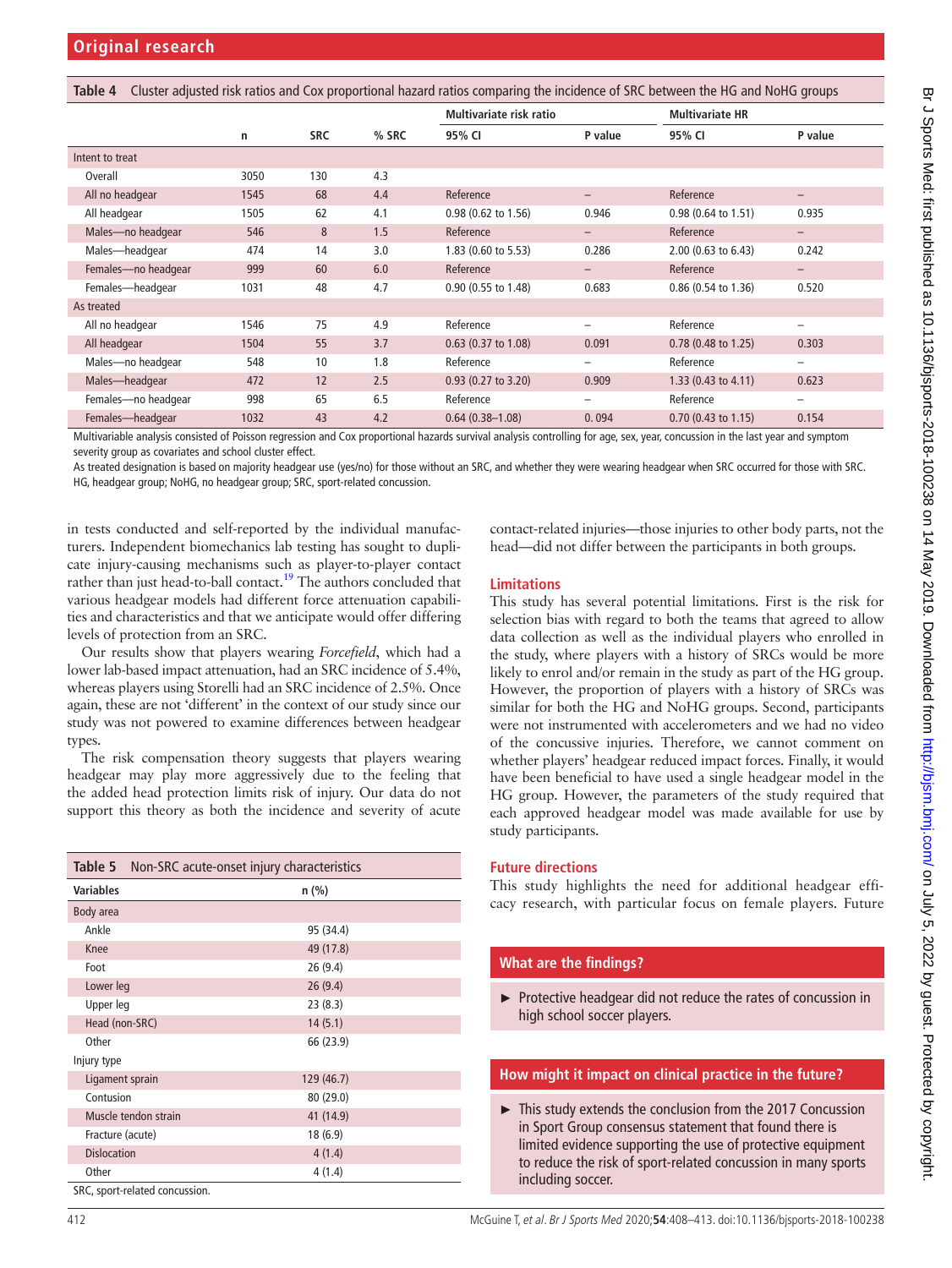**Table 4** Cluster adjusted risk ratios and Cox proportional hazard ratios comparing the incidence of SRC between the HG and NoHG groups

| | n | SRC | % SRC | Multivariate risk ratio | | Multivariate HR | |
|---|---|---|---|---|---|---|---|
| | | | | 95% CI | P value | 95% CI | P value |
| Intent to treat | | | | | | | |
| Overall | 3050 | 130 | 4.3 | | | | |
| All no headgear | 1545 | 68 | 4.4 | Reference | – | Reference | – |
| All headgear | 1505 | 62 | 4.1 | 0.98 (0.62 to 1.56) | 0.946 | 0.98 (0.64 to 1.51) | 0.935 |
| Males—no headgear | 546 | 8 | 1.5 | Reference | – | Reference | – |
| Males—headgear | 474 | 14 | 3.0 | 1.83 (0.60 to 5.53) | 0.286 | 2.00 (0.63 to 6.43) | 0.242 |
| Females—no headgear | 999 | 60 | 6.0 | Reference | – | Reference | – |
| Females—headgear | 1031 | 48 | 4.7 | 0.90 (0.55 to 1.48) | 0.683 | 0.86 (0.54 to 1.36) | 0.520 |
| As treated | | | | | | | |
| All no headgear | 1546 | 75 | 4.9 | Reference | – | Reference | – |
| All headgear | 1504 | 55 | 3.7 | 0.63 (0.37 to 1.08) | 0.091 | 0.78 (0.48 to 1.25) | 0.303 |
| Males—no headgear | 548 | 10 | 1.8 | Reference | – | Reference | – |
| Males—headgear | 472 | 12 | 2.5 | 0.93 (0.27 to 3.20) | 0.909 | 1.33 (0.43 to 4.11) | 0.623 |
| Females—no headgear | 998 | 65 | 6.5 | Reference | – | Reference | – |
| Females—headgear | 1032 | 43 | 4.2 | 0.64 (0.38–1.08) | 0. 094 | 0.70 (0.43 to 1.15) | 0.154 |

Multivariable analysis consisted of Poisson regression and Cox proportional hazards survival analysis controlling for age, sex, year, concussion in the last year and symptom severity group as covariates and school cluster effect.

As treated designation is based on majority headgear use (yes/no) for those without an SRC, and whether they were wearing headgear when SRC occurred for those with SRC.

HG, headgear group; NoHG, no headgear group; SRC, sport-related concussion.

in tests conducted and self-reported by the individual manufacturers. Independent biomechanics lab testing has sought to duplicate injury-causing mechanisms such as player-to-player contact rather than just head-to-ball contact.[19] The authors concluded that various headgear models had different force attenuation capabilities and characteristics and that we anticipate would offer differing levels of protection from an SRC.

Our results show that players wearing *Forcefield*, which had a lower lab-based impact attenuation, had an SRC incidence of 5.4%, whereas players using Storelli had an SRC incidence of 2.5%. Once again, these are not 'different' in the context of our study since our study was not powered to examine differences between headgear types.

The risk compensation theory suggests that players wearing headgear may play more aggressively due to the feeling that the added head protection limits risk of injury. Our data do not support this theory as both the incidence and severity of acute contact-related injuries—those injuries to other body parts, not the head—did not differ between the participants in both groups.

**Table 5** Non-SRC acute-onset injury characteristics

| Variables | n (%) |
|---|---|
| Body area | |
| Ankle | 95 (34.4) |
| Knee | 49 (17.8) |
| Foot | 26 (9.4) |
| Lower leg | 26 (9.4) |
| Upper leg | 23 (8.3) |
| Head (non-SRC) | 14 (5.1) |
| Other | 66 (23.9) |
| Injury type | |
| Ligament sprain | 129 (46.7) |
| Contusion | 80 (29.0) |
| Muscle tendon strain | 41 (14.9) |
| Fracture (acute) | 18 (6.9) |
| Dislocation | 4 (1.4) |
| Other | 4 (1.4) |

SRC, sport-related concussion.

## Limitations

This study has several potential limitations. First is the risk for selection bias with regard to both the teams that agreed to allow data collection as well as the individual players who enrolled in the study, where players with a history of SRCs would be more likely to enrol and/or remain in the study as part of the HG group. However, the proportion of players with a history of SRCs was similar for both the HG and NoHG groups. Second, participants were not instrumented with accelerometers and we had no video of the concussive injuries. Therefore, we cannot comment on whether players' headgear reduced impact forces. Finally, it would have been beneficial to have used a single headgear model in the HG group. However, the parameters of the study required that each approved headgear model was made available for use by study participants.

## Future directions

This study highlights the need for additional headgear efficacy research, with particular focus on female players. Future

### What are the findings?

- Protective headgear did not reduce the rates of concussion in high school soccer players.

### How might it impact on clinical practice in the future?

- This study extends the conclusion from the 2017 Concussion in Sport Group consensus statement that found there is limited evidence supporting the use of protective equipment to reduce the risk of sport-related concussion in many sports including soccer.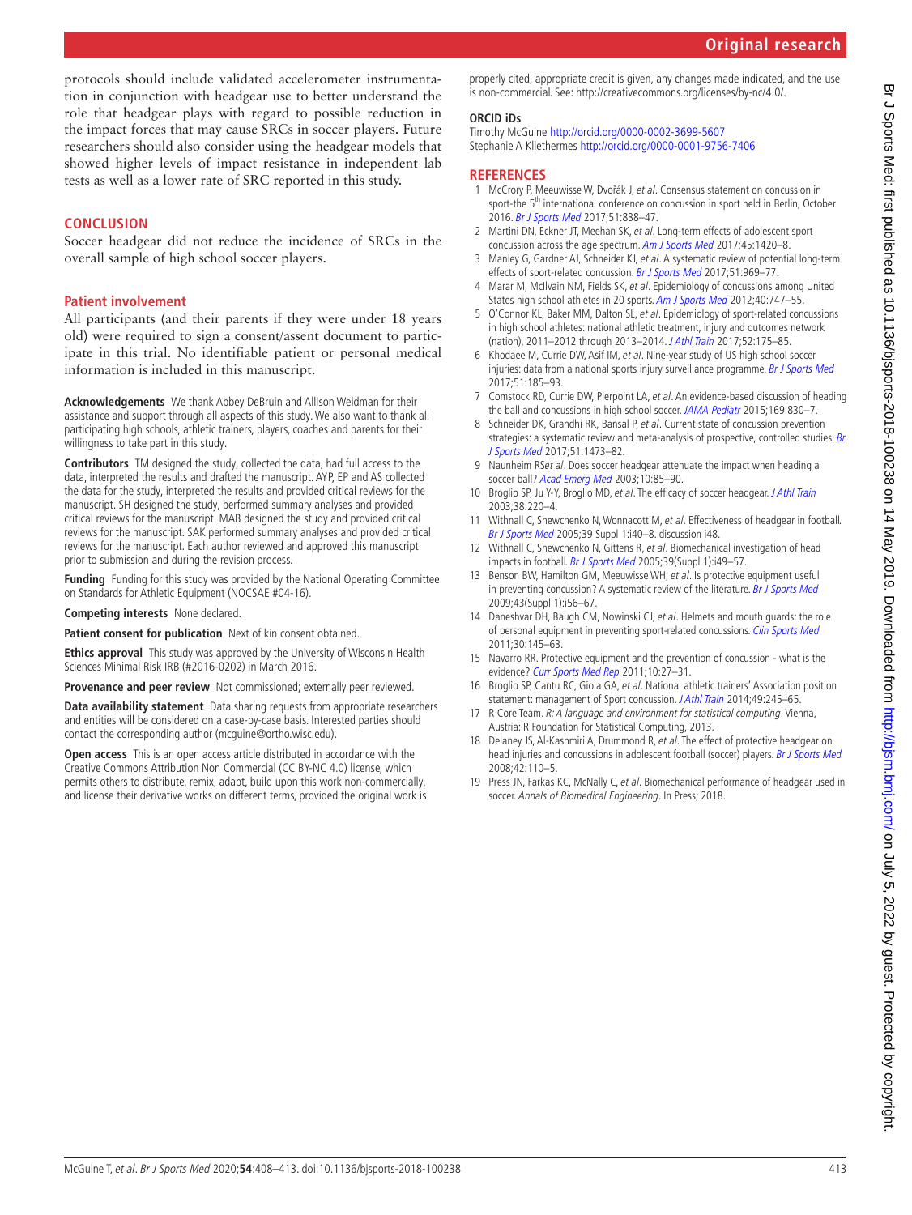protocols should include validated accelerometer instrumentation in conjunction with headgear use to better understand the role that headgear plays with regard to possible reduction in the impact forces that may cause SRCs in soccer players. Future researchers should also consider using the headgear models that showed higher levels of impact resistance in independent lab tests as well as a lower rate of SRC reported in this study.

## CONCLUSION

Soccer headgear did not reduce the incidence of SRCs in the overall sample of high school soccer players.

### Patient involvement

All participants (and their parents if they were under 18 years old) were required to sign a consent/assent document to participate in this trial. No identifiable patient or personal medical information is included in this manuscript.

**Acknowledgements** We thank Abbey DeBruin and Allison Weidman for their assistance and support through all aspects of this study. We also want to thank all participating high schools, athletic trainers, players, coaches and parents for their willingness to take part in this study.

**Contributors** TM designed the study, collected the data, had full access to the data, interpreted the results and drafted the manuscript. AYP, EP and AS collected the data for the study, interpreted the results and provided critical reviews for the manuscript. SH designed the study, performed summary analyses and provided critical reviews for the manuscript. MAB designed the study and provided critical reviews for the manuscript. SAK performed summary analyses and provided critical reviews for the manuscript. Each author reviewed and approved this manuscript prior to submission and during the revision process.

**Funding** Funding for this study was provided by the National Operating Committee on Standards for Athletic Equipment (NOCSAE #04-16).

**Competing interests** None declared.

**Patient consent for publication** Next of kin consent obtained.

**Ethics approval** This study was approved by the University of Wisconsin Health Sciences Minimal Risk IRB (#2016-0202) in March 2016.

**Provenance and peer review** Not commissioned; externally peer reviewed.

**Data availability statement** Data sharing requests from appropriate researchers and entities will be considered on a case-by-case basis. Interested parties should contact the corresponding author (mcguine@ortho.wisc.edu).

**Open access** This is an open access article distributed in accordance with the Creative Commons Attribution Non Commercial (CC BY-NC 4.0) license, which permits others to distribute, remix, adapt, build upon this work non-commercially, and license their derivative works on different terms, provided the original work is properly cited, appropriate credit is given, any changes made indicated, and the use is non-commercial. See: http://creativecommons.org/licenses/by-nc/4.0/.

**ORCID iDs**

Timothy McGuine http://orcid.org/0000-0002-3699-5607
Stephanie A Kliethermes http://orcid.org/0000-0001-9756-7406

## REFERENCES

1. McCrory P, Meeuwisse W, Dvořák J, *et al*. Consensus statement on concussion in sport-the 5th international conference on concussion in sport held in Berlin, October 2016. *Br J Sports Med* 2017;51:838–47.
2. Martini DN, Eckner JT, Meehan SK, *et al*. Long-term effects of adolescent sport concussion across the age spectrum. *Am J Sports Med* 2017;45:1420–8.
3. Manley G, Gardner AJ, Schneider KJ, *et al*. A systematic review of potential long-term effects of sport-related concussion. *Br J Sports Med* 2017;51:969–77.
4. Marar M, McIlvain NM, Fields SK, *et al*. Epidemiology of concussions among United States high school athletes in 20 sports. *Am J Sports Med* 2012;40:747–55.
5. O'Connor KL, Baker MM, Dalton SL, *et al*. Epidemiology of sport-related concussions in high school athletes: national athletic treatment, injury and outcomes network (nation), 2011–2012 through 2013–2014. *J Athl Train* 2017;52:175–85.
6. Khodaee M, Currie DW, Asif IM, *et al*. Nine-year study of US high school soccer injuries: data from a national sports injury surveillance programme. *Br J Sports Med* 2017;51:185–93.
7. Comstock RD, Currie DW, Pierpoint LA, *et al*. An evidence-based discussion of heading the ball and concussions in high school soccer. *JAMA Pediatr* 2015;169:830–7.
8. Schneider DK, Grandhi RK, Bansal P, *et al*. Current state of concussion prevention strategies: a systematic review and meta-analysis of prospective, controlled studies. *Br J Sports Med* 2017;51:1473–82.
9. Naunheim RS*et al*. Does soccer headgear attenuate the impact when heading a soccer ball? *Acad Emerg Med* 2003;10:85–90.
10. Broglio SP, Ju Y-Y, Broglio MD, *et al*. The efficacy of soccer headgear. *J Athl Train* 2003;38:220–4.
11. Withnall C, Shewchenko N, Wonnacott M, *et al*. Effectiveness of headgear in football. *Br J Sports Med* 2005;39 Suppl 1:i40–8. discussion i48.
12. Withnall C, Shewchenko N, Gittens R, *et al*. Biomechanical investigation of head impacts in football. *Br J Sports Med* 2005;39(Suppl 1):i49–57.
13. Benson BW, Hamilton GM, Meeuwisse WH, *et al*. Is protective equipment useful in preventing concussion? A systematic review of the literature. *Br J Sports Med* 2009;43(Suppl 1):i56–67.
14. Daneshvar DH, Baugh CM, Nowinski CJ, *et al*. Helmets and mouth guards: the role of personal equipment in preventing sport-related concussions. *Clin Sports Med* 2011;30:145–63.
15. Navarro RR. Protective equipment and the prevention of concussion - what is the evidence? *Curr Sports Med Rep* 2011;10:27–31.
16. Broglio SP, Cantu RC, Gioia GA, *et al*. National athletic trainers' Association position statement: management of Sport concussion. *J Athl Train* 2014;49:245–65.
17. R Core Team. *R: A language and environment for statistical computing*. Vienna, Austria: R Foundation for Statistical Computing, 2013.
18. Delaney JS, Al-Kashmiri A, Drummond R, *et al*. The effect of protective headgear on head injuries and concussions in adolescent football (soccer) players. *Br J Sports Med* 2008;42:110–5.
19. Press JN, Farkas KC, McNally C, *et al*. Biomechanical performance of headgear used in soccer. *Annals of Biomedical Engineering*. In Press; 2018.